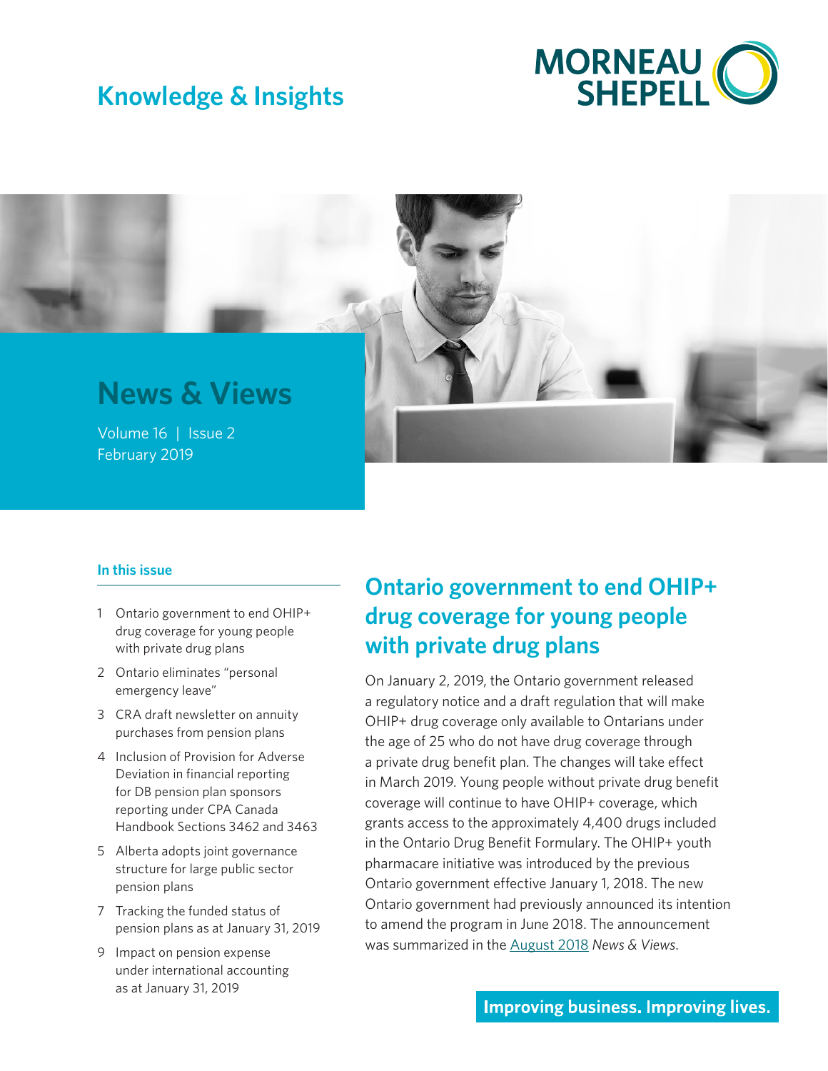# Knowledge & Insights

## News & Views

Volume 16 | Issue 2
February 2019

### In this issue

1 Ontario government to end OHIP+ drug coverage for young people with private drug plans

2 Ontario eliminates "personal emergency leave"

3 CRA draft newsletter on annuity purchases from pension plans

4 Inclusion of Provision for Adverse Deviation in financial reporting for DB pension plan sponsors reporting under CPA Canada Handbook Sections 3462 and 3463

5 Alberta adopts joint governance structure for large public sector pension plans

7 Tracking the funded status of pension plans as at January 31, 2019

9 Impact on pension expense under international accounting as at January 31, 2019

## Ontario government to end OHIP+ drug coverage for young people with private drug plans

On January 2, 2019, the Ontario government released a regulatory notice and a draft regulation that will make OHIP+ drug coverage only available to Ontarians under the age of 25 who do not have drug coverage through a private drug benefit plan. The changes will take effect in March 2019. Young people without private drug benefit coverage will continue to have OHIP+ coverage, which grants access to the approximately 4,400 drugs included in the Ontario Drug Benefit Formulary. The OHIP+ youth pharmacare initiative was introduced by the previous Ontario government effective January 1, 2018. The new Ontario government had previously announced its intention to amend the program in June 2018. The announcement was summarized in the August 2018 *News & Views*.

**Improving business. Improving lives.**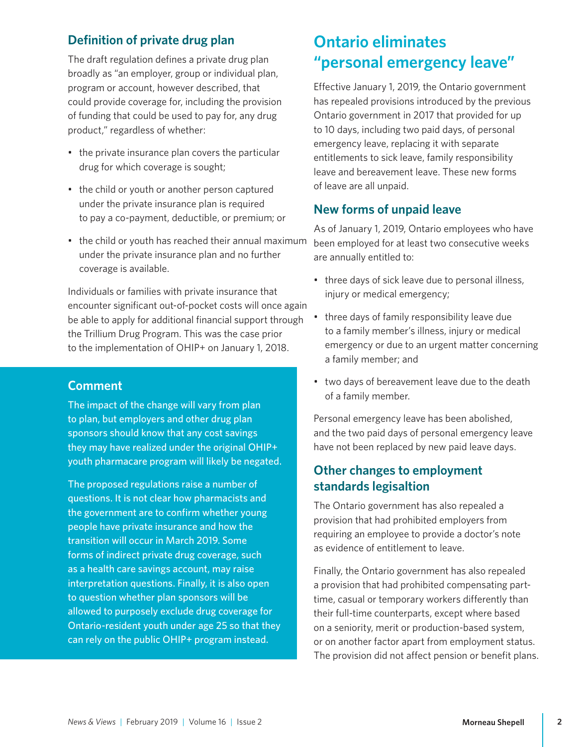### Definition of private drug plan

The draft regulation defines a private drug plan broadly as "an employer, group or individual plan, program or account, however described, that could provide coverage for, including the provision of funding that could be used to pay for, any drug product," regardless of whether:

- the private insurance plan covers the particular drug for which coverage is sought;
- the child or youth or another person captured under the private insurance plan is required to pay a co-payment, deductible, or premium; or
- the child or youth has reached their annual maximum under the private insurance plan and no further coverage is available.

Individuals or families with private insurance that encounter significant out-of-pocket costs will once again be able to apply for additional financial support through the Trillium Drug Program. This was the case prior to the implementation of OHIP+ on January 1, 2018.

### Comment

The impact of the change will vary from plan to plan, but employers and other drug plan sponsors should know that any cost savings they may have realized under the original OHIP+ youth pharmacare program will likely be negated.

The proposed regulations raise a number of questions. It is not clear how pharmacists and the government are to confirm whether young people have private insurance and how the transition will occur in March 2019. Some forms of indirect private drug coverage, such as a health care savings account, may raise interpretation questions. Finally, it is also open to question whether plan sponsors will be allowed to purposely exclude drug coverage for Ontario-resident youth under age 25 so that they can rely on the public OHIP+ program instead.

## Ontario eliminates "personal emergency leave"

Effective January 1, 2019, the Ontario government has repealed provisions introduced by the previous Ontario government in 2017 that provided for up to 10 days, including two paid days, of personal emergency leave, replacing it with separate entitlements to sick leave, family responsibility leave and bereavement leave. These new forms of leave are all unpaid.

### New forms of unpaid leave

As of January 1, 2019, Ontario employees who have been employed for at least two consecutive weeks are annually entitled to:

- three days of sick leave due to personal illness, injury or medical emergency;
- three days of family responsibility leave due to a family member's illness, injury or medical emergency or due to an urgent matter concerning a family member; and
- two days of bereavement leave due to the death of a family member.

Personal emergency leave has been abolished, and the two paid days of personal emergency leave have not been replaced by new paid leave days.

### Other changes to employment standards legisaltion

The Ontario government has also repealed a provision that had prohibited employers from requiring an employee to provide a doctor's note as evidence of entitlement to leave.

Finally, the Ontario government has also repealed a provision that had prohibited compensating part-time, casual or temporary workers differently than their full-time counterparts, except where based on a seniority, merit or production-based system, or on another factor apart from employment status. The provision did not affect pension or benefit plans.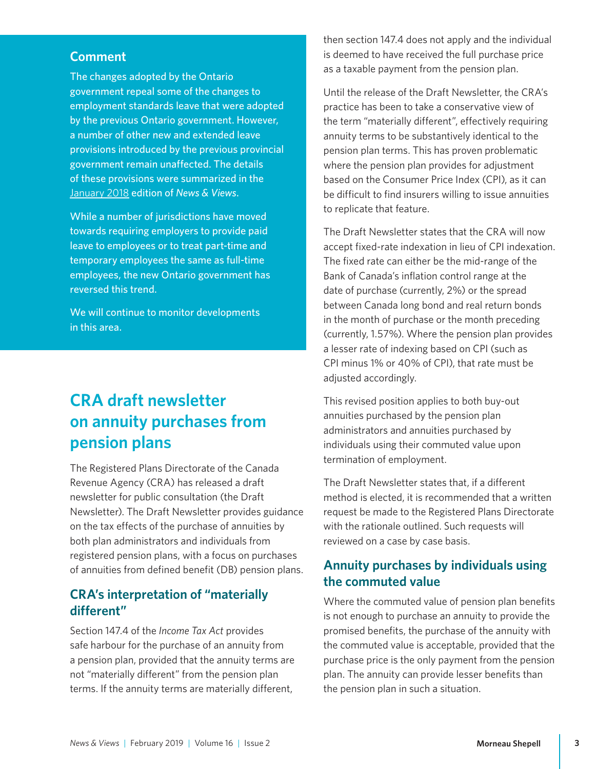### Comment

The changes adopted by the Ontario government repeal some of the changes to employment standards leave that were adopted by the previous Ontario government. However, a number of other new and extended leave provisions introduced by the previous provincial government remain unaffected. The details of these provisions were summarized in the January 2018 edition of *News & Views*.

While a number of jurisdictions have moved towards requiring employers to provide paid leave to employees or to treat part-time and temporary employees the same as full-time employees, the new Ontario government has reversed this trend.

We will continue to monitor developments in this area.

## CRA draft newsletter on annuity purchases from pension plans

The Registered Plans Directorate of the Canada Revenue Agency (CRA) has released a draft newsletter for public consultation (the Draft Newsletter). The Draft Newsletter provides guidance on the tax effects of the purchase of annuities by both plan administrators and individuals from registered pension plans, with a focus on purchases of annuities from defined benefit (DB) pension plans.

### CRA's interpretation of "materially different"

Section 147.4 of the *Income Tax Act* provides safe harbour for the purchase of an annuity from a pension plan, provided that the annuity terms are not "materially different" from the pension plan terms. If the annuity terms are materially different, then section 147.4 does not apply and the individual is deemed to have received the full purchase price as a taxable payment from the pension plan.

Until the release of the Draft Newsletter, the CRA's practice has been to take a conservative view of the term "materially different", effectively requiring annuity terms to be substantively identical to the pension plan terms. This has proven problematic where the pension plan provides for adjustment based on the Consumer Price Index (CPI), as it can be difficult to find insurers willing to issue annuities to replicate that feature.

The Draft Newsletter states that the CRA will now accept fixed-rate indexation in lieu of CPI indexation. The fixed rate can either be the mid-range of the Bank of Canada's inflation control range at the date of purchase (currently, 2%) or the spread between Canada long bond and real return bonds in the month of purchase or the month preceding (currently, 1.57%). Where the pension plan provides a lesser rate of indexing based on CPI (such as CPI minus 1% or 40% of CPI), that rate must be adjusted accordingly.

This revised position applies to both buy-out annuities purchased by the pension plan administrators and annuities purchased by individuals using their commuted value upon termination of employment.

The Draft Newsletter states that, if a different method is elected, it is recommended that a written request be made to the Registered Plans Directorate with the rationale outlined. Such requests will reviewed on a case by case basis.

### Annuity purchases by individuals using the commuted value

Where the commuted value of pension plan benefits is not enough to purchase an annuity to provide the promised benefits, the purchase of the annuity with the commuted value is acceptable, provided that the purchase price is the only payment from the pension plan. The annuity can provide lesser benefits than the pension plan in such a situation.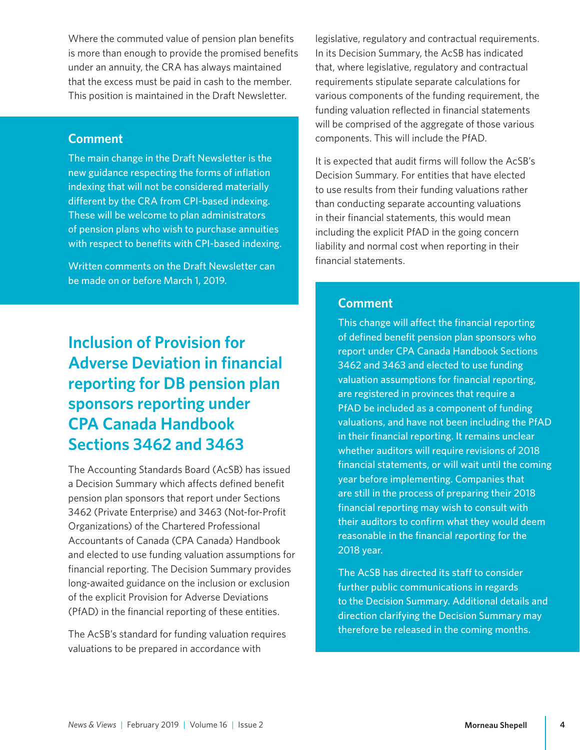Where the commuted value of pension plan benefits is more than enough to provide the promised benefits under an annuity, the CRA has always maintained that the excess must be paid in cash to the member. This position is maintained in the Draft Newsletter.

### Comment

The main change in the Draft Newsletter is the new guidance respecting the forms of inflation indexing that will not be considered materially different by the CRA from CPI-based indexing. These will be welcome to plan administrators of pension plans who wish to purchase annuities with respect to benefits with CPI-based indexing.

Written comments on the Draft Newsletter can be made on or before March 1, 2019.

## Inclusion of Provision for Adverse Deviation in financial reporting for DB pension plan sponsors reporting under CPA Canada Handbook Sections 3462 and 3463

The Accounting Standards Board (AcSB) has issued a Decision Summary which affects defined benefit pension plan sponsors that report under Sections 3462 (Private Enterprise) and 3463 (Not-for-Profit Organizations) of the Chartered Professional Accountants of Canada (CPA Canada) Handbook and elected to use funding valuation assumptions for financial reporting. The Decision Summary provides long-awaited guidance on the inclusion or exclusion of the explicit Provision for Adverse Deviations (PfAD) in the financial reporting of these entities.

The AcSB's standard for funding valuation requires valuations to be prepared in accordance with legislative, regulatory and contractual requirements. In its Decision Summary, the AcSB has indicated that, where legislative, regulatory and contractual requirements stipulate separate calculations for various components of the funding requirement, the funding valuation reflected in financial statements will be comprised of the aggregate of those various components. This will include the PfAD.

It is expected that audit firms will follow the AcSB's Decision Summary. For entities that have elected to use results from their funding valuations rather than conducting separate accounting valuations in their financial statements, this would mean including the explicit PfAD in the going concern liability and normal cost when reporting in their financial statements.

### Comment

This change will affect the financial reporting of defined benefit pension plan sponsors who report under CPA Canada Handbook Sections 3462 and 3463 and elected to use funding valuation assumptions for financial reporting, are registered in provinces that require a PfAD be included as a component of funding valuations, and have not been including the PfAD in their financial reporting. It remains unclear whether auditors will require revisions of 2018 financial statements, or will wait until the coming year before implementing. Companies that are still in the process of preparing their 2018 financial reporting may wish to consult with their auditors to confirm what they would deem reasonable in the financial reporting for the 2018 year.

The AcSB has directed its staff to consider further public communications in regards to the Decision Summary. Additional details and direction clarifying the Decision Summary may therefore be released in the coming months.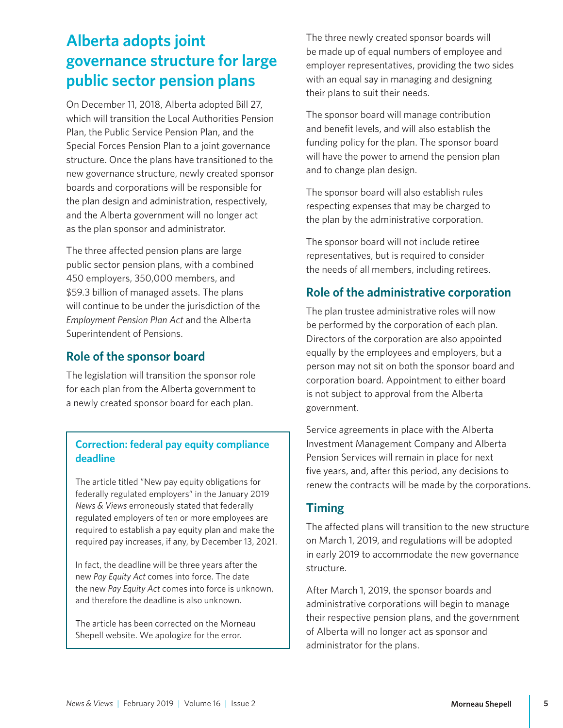# Alberta adopts joint governance structure for large public sector pension plans

On December 11, 2018, Alberta adopted Bill 27, which will transition the Local Authorities Pension Plan, the Public Service Pension Plan, and the Special Forces Pension Plan to a joint governance structure. Once the plans have transitioned to the new governance structure, newly created sponsor boards and corporations will be responsible for the plan design and administration, respectively, and the Alberta government will no longer act as the plan sponsor and administrator.

The three affected pension plans are large public sector pension plans, with a combined 450 employers, 350,000 members, and $59.3 billion of managed assets. The plans will continue to be under the jurisdiction of the *Employment Pension Plan Act* and the Alberta Superintendent of Pensions.

## Role of the sponsor board

The legislation will transition the sponsor role for each plan from the Alberta government to a newly created sponsor board for each plan.

The three newly created sponsor boards will be made up of equal numbers of employee and employer representatives, providing the two sides with an equal say in managing and designing their plans to suit their needs.

The sponsor board will manage contribution and benefit levels, and will also establish the funding policy for the plan. The sponsor board will have the power to amend the pension plan and to change plan design.

The sponsor board will also establish rules respecting expenses that may be charged to the plan by the administrative corporation.

The sponsor board will not include retiree representatives, but is required to consider the needs of all members, including retirees.

## Role of the administrative corporation

The plan trustee administrative roles will now be performed by the corporation of each plan. Directors of the corporation are also appointed equally by the employees and employers, but a person may not sit on both the sponsor board and corporation board. Appointment to either board is not subject to approval from the Alberta government.

Service agreements in place with the Alberta Investment Management Company and Alberta Pension Services will remain in place for next five years, and, after this period, any decisions to renew the contracts will be made by the corporations.

## Timing

The affected plans will transition to the new structure on March 1, 2019, and regulations will be adopted in early 2019 to accommodate the new governance structure.

After March 1, 2019, the sponsor boards and administrative corporations will begin to manage their respective pension plans, and the government of Alberta will no longer act as sponsor and administrator for the plans.

---

### Correction: federal pay equity compliance deadline

The article titled "New pay equity obligations for federally regulated employers" in the January 2019 *News & Views* erroneously stated that federally regulated employers of ten or more employees are required to establish a pay equity plan and make the required pay increases, if any, by December 13, 2021.

In fact, the deadline will be three years after the new *Pay Equity Act* comes into force. The date the new *Pay Equity Act* comes into force is unknown, and therefore the deadline is also unknown.

The article has been corrected on the Morneau Shepell website. We apologize for the error.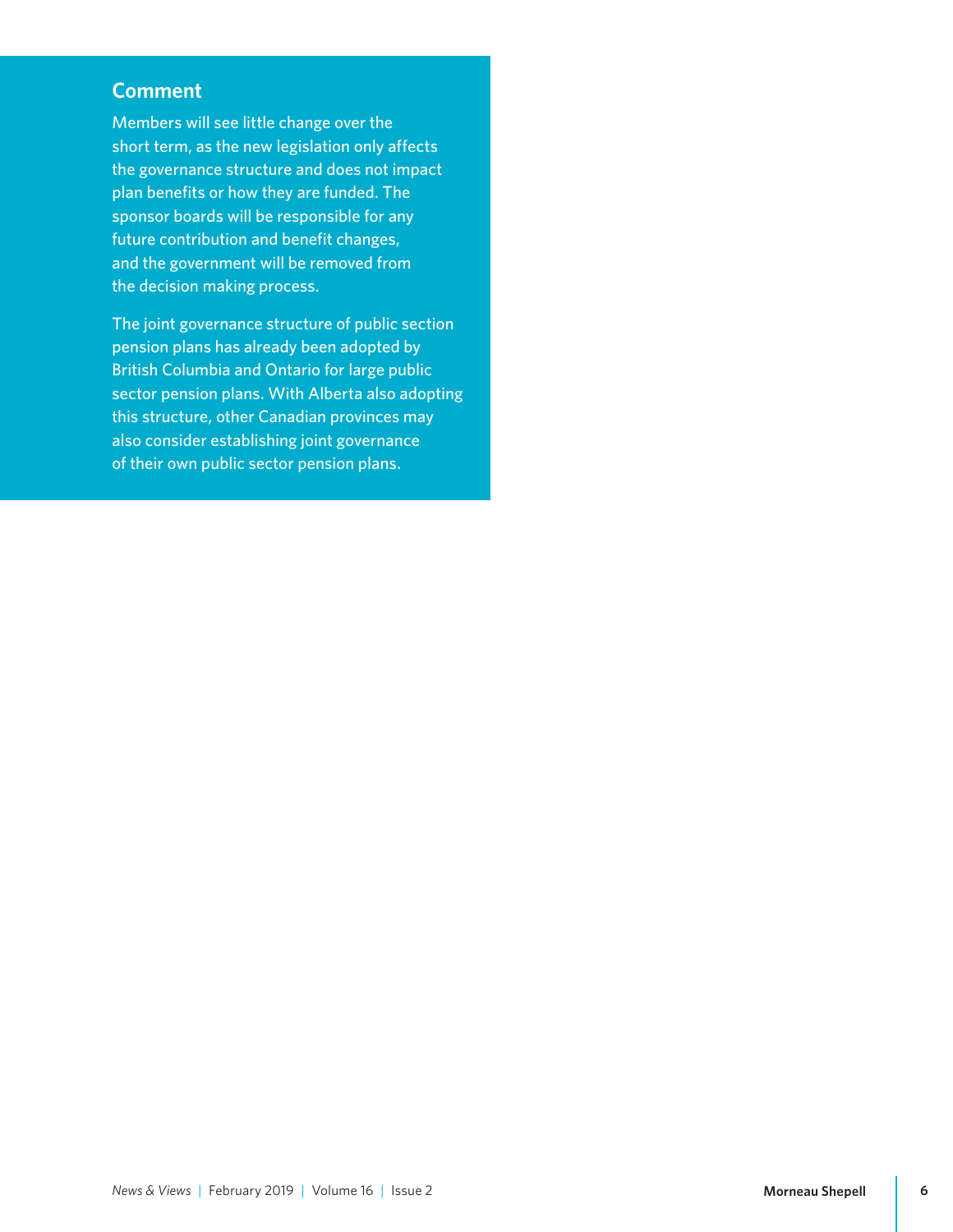## Comment

Members will see little change over the short term, as the new legislation only affects the governance structure and does not impact plan benefits or how they are funded. The sponsor boards will be responsible for any future contribution and benefit changes, and the government will be removed from the decision making process.

The joint governance structure of public section pension plans has already been adopted by British Columbia and Ontario for large public sector pension plans. With Alberta also adopting this structure, other Canadian provinces may also consider establishing joint governance of their own public sector pension plans.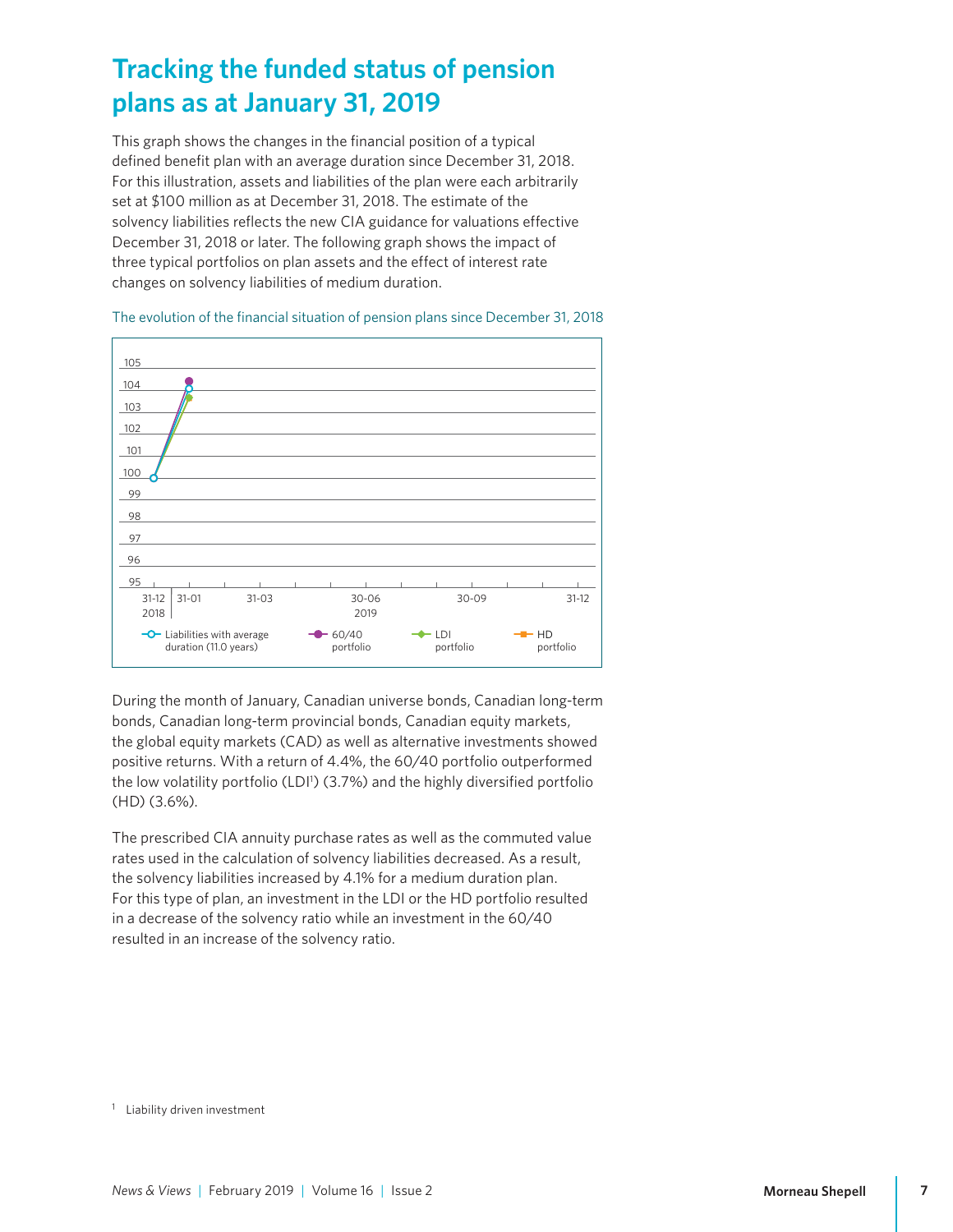# Tracking the funded status of pension plans as at January 31, 2019

This graph shows the changes in the financial position of a typical defined benefit plan with an average duration since December 31, 2018. For this illustration, assets and liabilities of the plan were each arbitrarily set at $100 million as at December 31, 2018. The estimate of the solvency liabilities reflects the new CIA guidance for valuations effective December 31, 2018 or later. The following graph shows the impact of three typical portfolios on plan assets and the effect of interest rate changes on solvency liabilities of medium duration.

The evolution of the financial situation of pension plans since December 31, 2018

During the month of January, Canadian universe bonds, Canadian long-term bonds, Canadian long-term provincial bonds, Canadian equity markets, the global equity markets (CAD) as well as alternative investments showed positive returns. With a return of 4.4%, the 60/40 portfolio outperformed the low volatility portfolio (LDI[1]) (3.7%) and the highly diversified portfolio (HD) (3.6%).

The prescribed CIA annuity purchase rates as well as the commuted value rates used in the calculation of solvency liabilities decreased. As a result, the solvency liabilities increased by 4.1% for a medium duration plan. For this type of plan, an investment in the LDI or the HD portfolio resulted in a decrease of the solvency ratio while an investment in the 60/40 resulted in an increase of the solvency ratio.

[1] Liability driven investment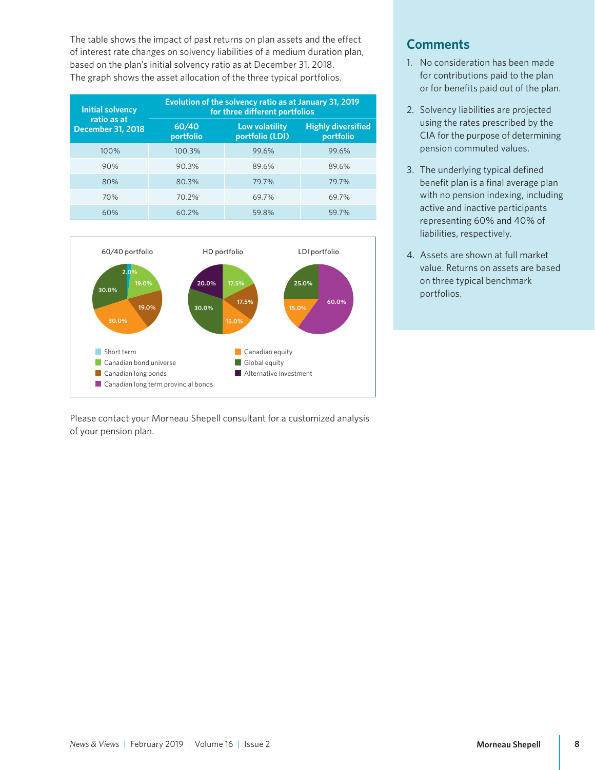The table shows the impact of past returns on plan assets and the effect of interest rate changes on solvency liabilities of a medium duration plan, based on the plan's initial solvency ratio as at December 31, 2018. The graph shows the asset allocation of the three typical portfolios.

| Initial solvency ratio as at December 31, 2018 | Evolution of the solvency ratio as at January 31, 2019 for three different portfolios | | |
|---|---|---|---|
| | 60/40 portfolio | Low volatility portfolio (LDI) | Highly diversified portfolio |
| 100% | 100.3% | 99.6% | 99.6% |
| 90% | 90.3% | 89.6% | 89.6% |
| 80% | 80.3% | 79.7% | 79.7% |
| 70% | 70.2% | 69.7% | 69.7% |
| 60% | 60.2% | 59.8% | 59.7% |

**60/40 portfolio:** Short term 2.0%; Canadian bond universe 19.0%; Canadian long bonds 19.0%; Canadian equity 30.0%; Global equity 30.0%

**HD portfolio:** Canadian bond universe 17.5%; Canadian long bonds 17.5%; Canadian equity 15.0%; Global equity 30.0%; Alternative investment 20.0%

**LDI portfolio:** Canadian long term provincial bonds 60.0%; Canadian equity 15.0%; Global equity 25.0%

Legend: Short term; Canadian bond universe; Canadian long bonds; Canadian long term provincial bonds; Canadian equity; Global equity; Alternative investment

Please contact your Morneau Shepell consultant for a customized analysis of your pension plan.

## Comments

1. No consideration has been made for contributions paid to the plan or for benefits paid out of the plan.
2. Solvency liabilities are projected using the rates prescribed by the CIA for the purpose of determining pension commuted values.
3. The underlying typical defined benefit plan is a final average plan with no pension indexing, including active and inactive participants representing 60% and 40% of liabilities, respectively.
4. Assets are shown at full market value. Returns on assets are based on three typical benchmark portfolios.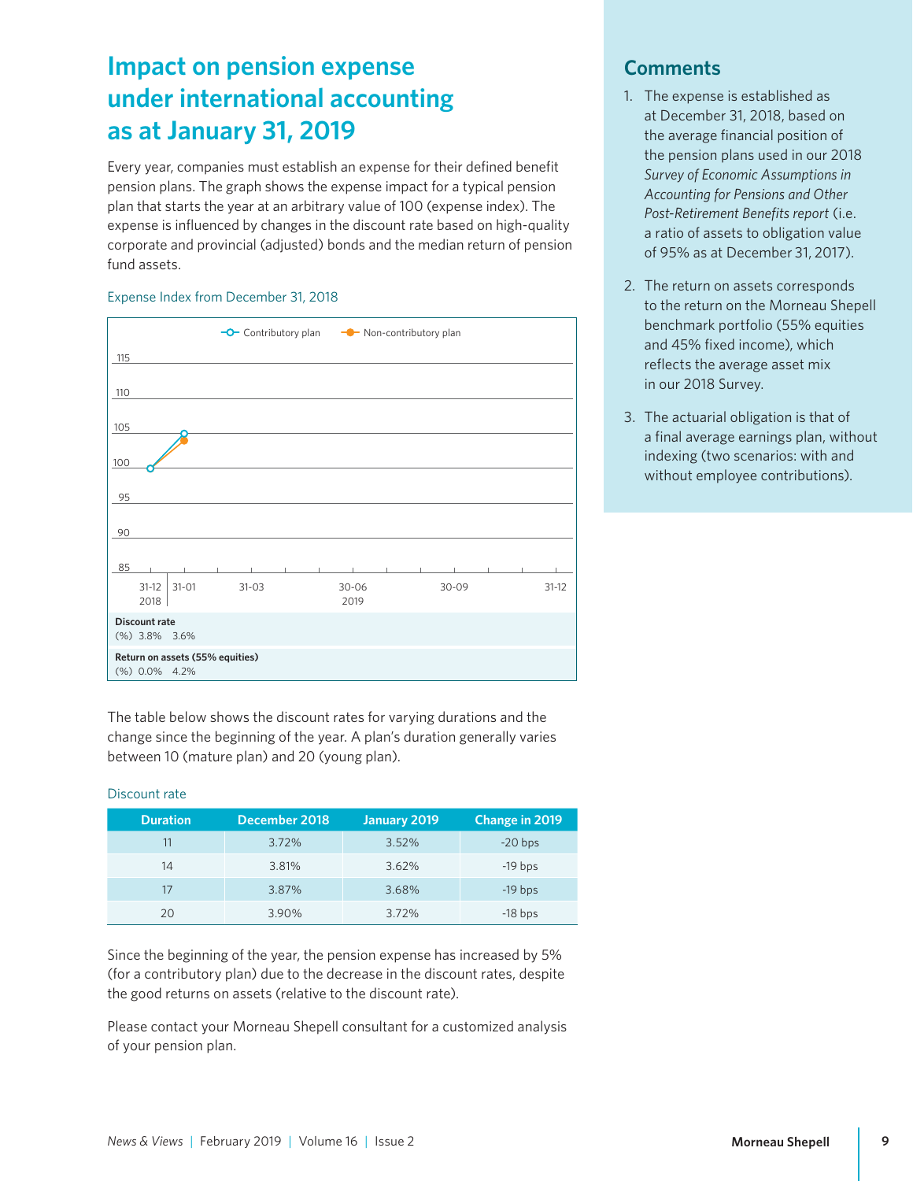# Impact on pension expense under international accounting as at January 31, 2019

Every year, companies must establish an expense for their defined benefit pension plans. The graph shows the expense impact for a typical pension plan that starts the year at an arbitrary value of 100 (expense index). The expense is influenced by changes in the discount rate based on high-quality corporate and provincial (adjusted) bonds and the median return of pension fund assets.

Expense Index from December 31, 2018

| | 31-12 2018 | 31-01 |
|---|---|---|
| Discount rate (%) | 3.8% | 3.6% |
| Return on assets (55% equities) (%) | 0.0% | 4.2% |

The table below shows the discount rates for varying durations and the change since the beginning of the year. A plan's duration generally varies between 10 (mature plan) and 20 (young plan).

Discount rate

| Duration | December 2018 | January 2019 | Change in 2019 |
|---|---|---|---|
| 11 | 3.72% | 3.52% | -20 bps |
| 14 | 3.81% | 3.62% | -19 bps |
| 17 | 3.87% | 3.68% | -19 bps |
| 20 | 3.90% | 3.72% | -18 bps |

Since the beginning of the year, the pension expense has increased by 5% (for a contributory plan) due to the decrease in the discount rates, despite the good returns on assets (relative to the discount rate).

Please contact your Morneau Shepell consultant for a customized analysis of your pension plan.

## Comments

1. The expense is established as at December 31, 2018, based on the average financial position of the pension plans used in our 2018 *Survey of Economic Assumptions in Accounting for Pensions and Other Post-Retirement Benefits report* (i.e. a ratio of assets to obligation value of 95% as at December 31, 2017).
2. The return on assets corresponds to the return on the Morneau Shepell benchmark portfolio (55% equities and 45% fixed income), which reflects the average asset mix in our 2018 Survey.
3. The actuarial obligation is that of a final average earnings plan, without indexing (two scenarios: with and without employee contributions).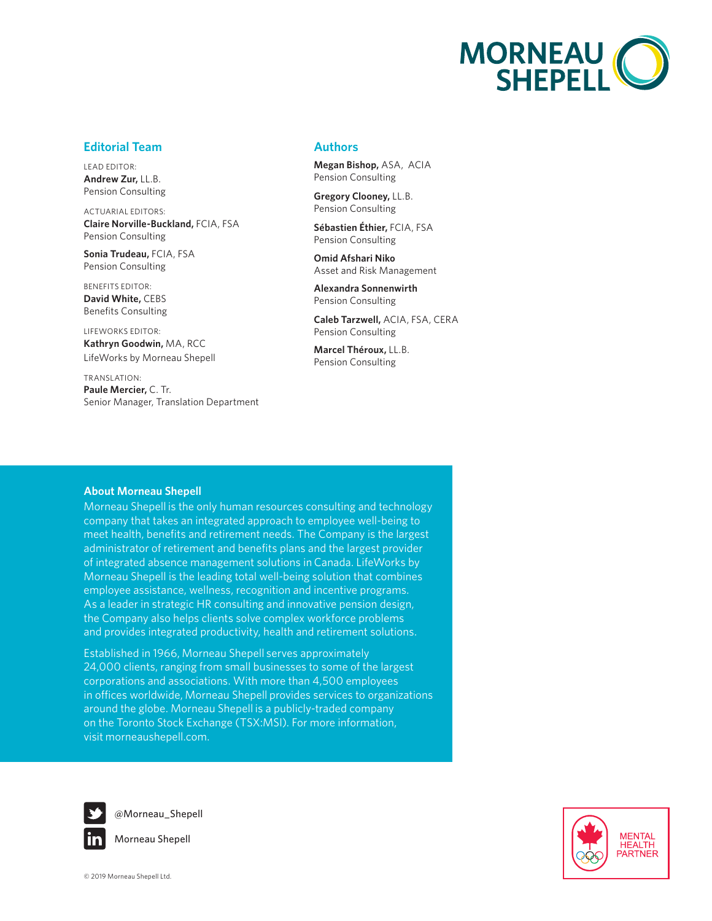MORNEAU SHEPELL

## Editorial Team

LEAD EDITOR:
**Andrew Zur,** LL.B.
Pension Consulting

ACTUARIAL EDITORS:
**Claire Norville-Buckland,** FCIA, FSA
Pension Consulting

**Sonia Trudeau,** FCIA, FSA
Pension Consulting

BENEFITS EDITOR:
**David White,** CEBS
Benefits Consulting

LIFEWORKS EDITOR:
**Kathryn Goodwin,** MA, RCC
LifeWorks by Morneau Shepell

TRANSLATION:
**Paule Mercier,** C. Tr.
Senior Manager, Translation Department

## Authors

**Megan Bishop,** ASA, ACIA
Pension Consulting

**Gregory Clooney,** LL.B.
Pension Consulting

**Sébastien Éthier,** FCIA, FSA
Pension Consulting

**Omid Afshari Niko**
Asset and Risk Management

**Alexandra Sonnenwirth**
Pension Consulting

**Caleb Tarzwell,** ACIA, FSA, CERA
Pension Consulting

**Marcel Théroux,** LL.B.
Pension Consulting

### About Morneau Shepell

Morneau Shepell is the only human resources consulting and technology company that takes an integrated approach to employee well-being to meet health, benefits and retirement needs. The Company is the largest administrator of retirement and benefits plans and the largest provider of integrated absence management solutions in Canada. LifeWorks by Morneau Shepell is the leading total well-being solution that combines employee assistance, wellness, recognition and incentive programs. As a leader in strategic HR consulting and innovative pension design, the Company also helps clients solve complex workforce problems and provides integrated productivity, health and retirement solutions.

Established in 1966, Morneau Shepell serves approximately 24,000 clients, ranging from small businesses to some of the largest corporations and associations. With more than 4,500 employees in offices worldwide, Morneau Shepell provides services to organizations around the globe. Morneau Shepell is a publicly-traded company on the Toronto Stock Exchange (TSX:MSI). For more information, visit morneaushepell.com.

@Morneau_Shepell

Morneau Shepell

MENTAL HEALTH PARTNER

© 2019 Morneau Shepell Ltd.